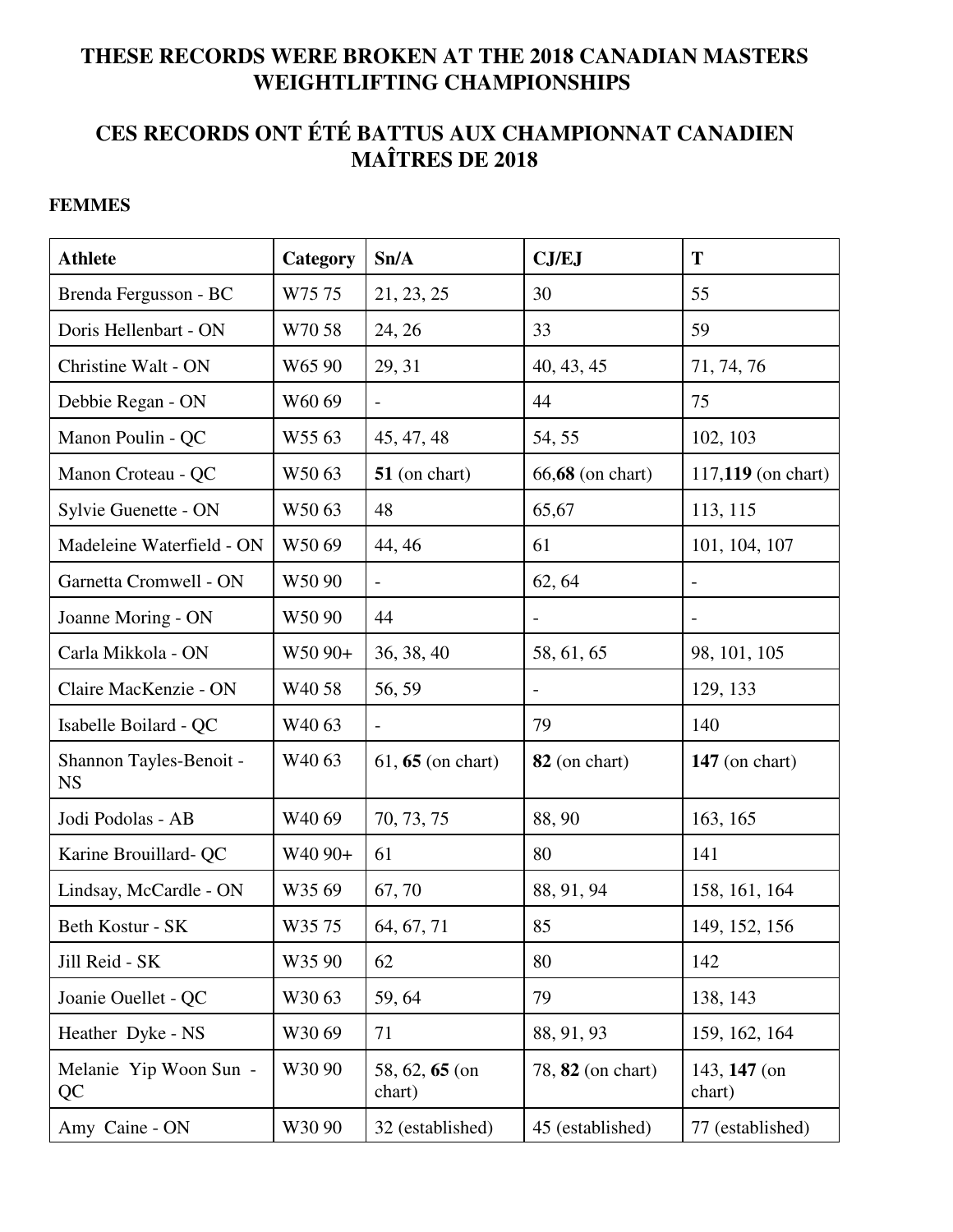# THESE RECORDS WERE BROKEN AT THE 2018 CANADIAN MASTERS WEIGHTLIFTING CHAMPIONSHIPS

# CES RECORDS ONT ÉTÉ BATTUS AUX CHAMPIONNAT CANADIEN MAÎTRES DE 2018

**FEMMES**

| Athlete | Category | Sn/A | CJ/EJ | T |
|---|---|---|---|---|
| Brenda Fergusson - BC | W75 75 | 21, 23, 25 | 30 | 55 |
| Doris Hellenbart - ON | W70 58 | 24, 26 | 33 | 59 |
| Christine Walt - ON | W65 90 | 29, 31 | 40, 43, 45 | 71, 74, 76 |
| Debbie Regan - ON | W60 69 | - | 44 | 75 |
| Manon Poulin - QC | W55 63 | 45, 47, 48 | 54, 55 | 102, 103 |
| Manon Croteau - QC | W50 63 | **51** (on chart) | 66,**68** (on chart) | 117,**119** (on chart) |
| Sylvie Guenette - ON | W50 63 | 48 | 65,67 | 113, 115 |
| Madeleine Waterfield - ON | W50 69 | 44, 46 | 61 | 101, 104, 107 |
| Garnetta Cromwell - ON | W50 90 | - | 62, 64 | - |
| Joanne Moring - ON | W50 90 | 44 | - | - |
| Carla Mikkola - ON | W50 90+ | 36, 38, 40 | 58, 61, 65 | 98, 101, 105 |
| Claire MacKenzie - ON | W40 58 | 56, 59 | - | 129, 133 |
| Isabelle Boilard - QC | W40 63 | - | 79 | 140 |
| Shannon Tayles-Benoit - NS | W40 63 | 61, **65** (on chart) | **82** (on chart) | **147** (on chart) |
| Jodi Podolas - AB | W40 69 | 70, 73, 75 | 88, 90 | 163, 165 |
| Karine Brouillard- QC | W40 90+ | 61 | 80 | 141 |
| Lindsay, McCardle - ON | W35 69 | 67, 70 | 88, 91, 94 | 158, 161, 164 |
| Beth Kostur - SK | W35 75 | 64, 67, 71 | 85 | 149, 152, 156 |
| Jill Reid - SK | W35 90 | 62 | 80 | 142 |
| Joanie Ouellet - QC | W30 63 | 59, 64 | 79 | 138, 143 |
| Heather Dyke - NS | W30 69 | 71 | 88, 91, 93 | 159, 162, 164 |
| Melanie Yip Woon Sun - QC | W30 90 | 58, 62, **65** (on chart) | 78, **82** (on chart) | 143, **147** (on chart) |
| Amy Caine - ON | W30 90 | 32 (established) | 45 (established) | 77 (established) |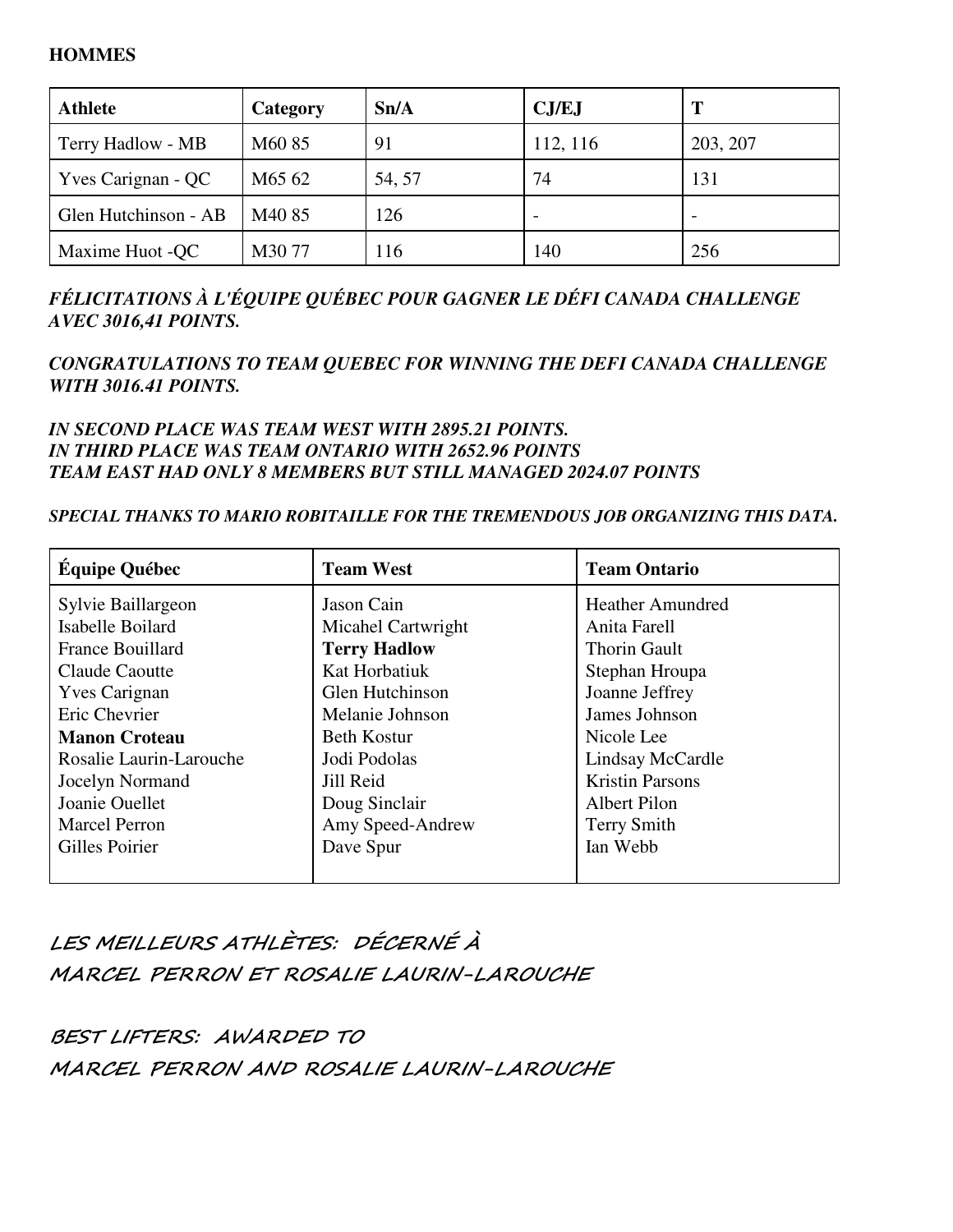**HOMMES**

| Athlete | Category | Sn/A | CJ/EJ | T |
|---|---|---|---|---|
| Terry Hadlow - MB | M60 85 | 91 | 112, 116 | 203, 207 |
| Yves Carignan - QC | M65 62 | 54, 57 | 74 | 131 |
| Glen Hutchinson - AB | M40 85 | 126 | - | - |
| Maxime Huot -QC | M30 77 | 116 | 140 | 256 |

***FÉLICITATIONS À L'ÉQUIPE QUÉBEC POUR GAGNER LE DÉFI CANADA CHALLENGE AVEC 3016,41 POINTS.***

***CONGRATULATIONS TO TEAM QUEBEC FOR WINNING THE DEFI CANADA CHALLENGE WITH 3016.41 POINTS.***

***IN SECOND PLACE WAS TEAM WEST WITH 2895.21 POINTS.***
***IN THIRD PLACE WAS TEAM ONTARIO WITH 2652.96 POINTS***
***TEAM EAST HAD ONLY 8 MEMBERS BUT STILL MANAGED 2024.07 POINTS***

***SPECIAL THANKS TO MARIO ROBITAILLE FOR THE TREMENDOUS JOB ORGANIZING THIS DATA.***

| Équipe Québec | Team West | Team Ontario |
|---|---|---|
| Sylvie Baillargeon | Jason Cain | Heather Amundred |
| Isabelle Boilard | Micahel Cartwright | Anita Farell |
| France Bouillard | **Terry Hadlow** | Thorin Gault |
| Claude Caoutte | Kat Horbatiuk | Stephan Hroupa |
| Yves Carignan | Glen Hutchinson | Joanne Jeffrey |
| Eric Chevrier | Melanie Johnson | James Johnson |
| **Manon Croteau** | Beth Kostur | Nicole Lee |
| Rosalie Laurin-Larouche | Jodi Podolas | Lindsay McCardle |
| Jocelyn Normand | Jill Reid | Kristin Parsons |
| Joanie Ouellet | Doug Sinclair | Albert Pilon |
| Marcel Perron | Amy Speed-Andrew | Terry Smith |
| Gilles Poirier | Dave Spur | Ian Webb |

*LES MEILLEURS ATHLÈTES: DÉCERNÉ À*
*MARCEL PERRON ET ROSALIE LAURIN-LAROUCHE*

*BEST LIFTERS: AWARDED TO*
*MARCEL PERRON AND ROSALIE LAURIN-LAROUCHE*